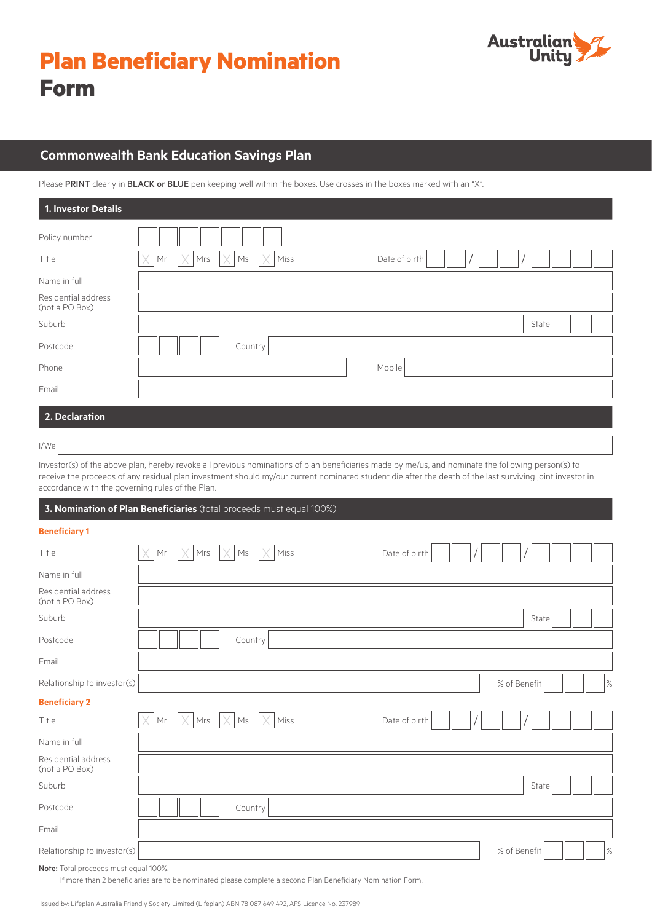# Plan Beneficiary Nomination Form

Australian Unity

## Commonwealth Bank Education Savings Plan

Please **PRINT** clearly in **BLACK or BLUE** pen keeping well within the boxes. Use crosses in the boxes marked with an "X".

### 1. Investor Details

Policy number

Title ☐ Mr ☐ Mrs ☐ Ms ☐ Miss    Date of birth __ __ / __ __ / __ __ __ __

Name in full

Residential address (not a PO Box)

Suburb    State

Postcode    Country

Phone    Mobile

Email

### 2. Declaration

I/We

Investor(s) of the above plan, hereby revoke all previous nominations of plan beneficiaries made by me/us, and nominate the following person(s) to receive the proceeds of any residual plan investment should my/our current nominated student die after the death of the last surviving joint investor in accordance with the governing rules of the Plan.

### 3. Nomination of Plan Beneficiaries (total proceeds must equal 100%)

**Beneficiary 1**

Title ☐ Mr ☐ Mrs ☐ Ms ☐ Miss    Date of birth __ __ / __ __ / __ __ __ __

Name in full

Residential address (not a PO Box)

Suburb    State

Postcode    Country

Email

Relationship to investor(s)    % of Benefit    %

**Beneficiary 2**

Title ☐ Mr ☐ Mrs ☐ Ms ☐ Miss    Date of birth __ __ / __ __ / __ __ __ __

Name in full

Residential address (not a PO Box)

Suburb    State

Postcode    Country

Email

Relationship to investor(s)    % of Benefit    %

**Note:** Total proceeds must equal 100%.
If more than 2 beneficiaries are to be nominated please complete a second Plan Beneficiary Nomination Form.

Issued by: Lifeplan Australia Friendly Society Limited (Lifeplan) ABN 78 087 649 492, AFS Licence No. 237989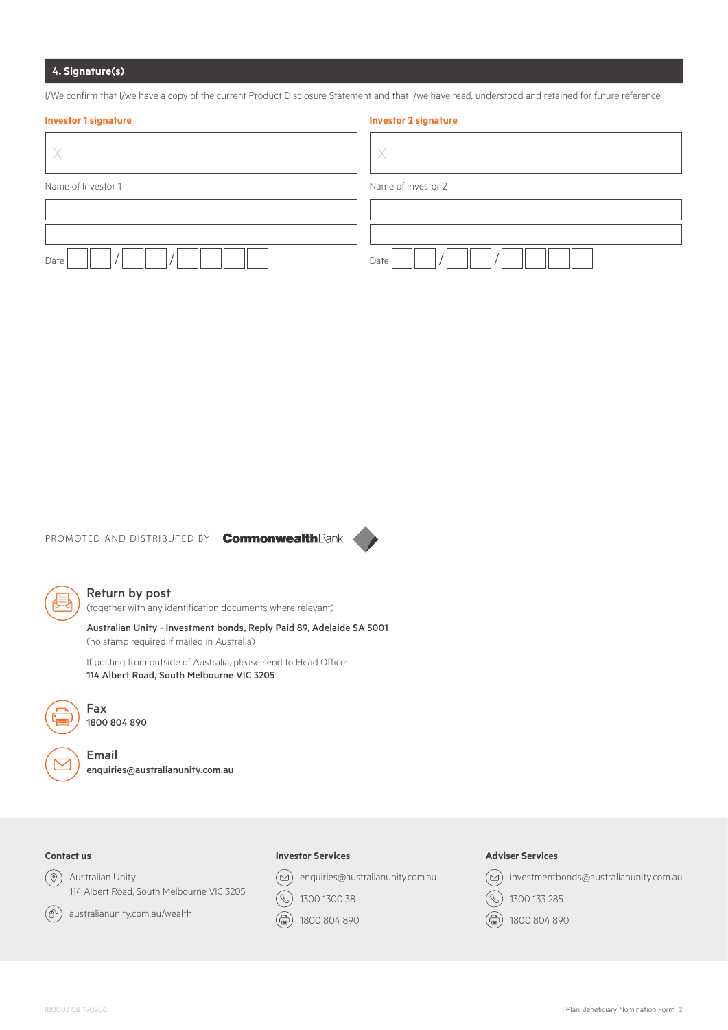## 4. Signature(s)

I/We confirm that I/we have a copy of the current Product Disclosure Statement and that I/we have read, understood and retained for future reference.

**Investor 1 signature**

X

Name of Investor 1

Date ☐☐ / ☐☐ / ☐☐☐☐

**Investor 2 signature**

X

Name of Investor 2

Date ☐☐ / ☐☐ / ☐☐☐☐

PROMOTED AND DISTRIBUTED BY **CommonwealthBank**

### Return by post

(together with any identification documents where relevant)

**Australian Unity - Investment bonds, Reply Paid 89, Adelaide SA 5001**
(no stamp required if mailed in Australia)

If posting from outside of Australia, please send to Head Office:
**114 Albert Road, South Melbourne VIC 3205**

### Fax

**1800 804 890**

### Email

**enquiries@australianunity.com.au**

**Contact us**

Australian Unity
114 Albert Road, South Melbourne VIC 3205

australianunity.com.au/wealth

**Investor Services**

enquiries@australianunity.com.au

1300 1300 38

1800 804 890

**Adviser Services**

investmentbonds@australianunity.com.au

1300 133 285

1800 804 890

IB0003 CB 190206